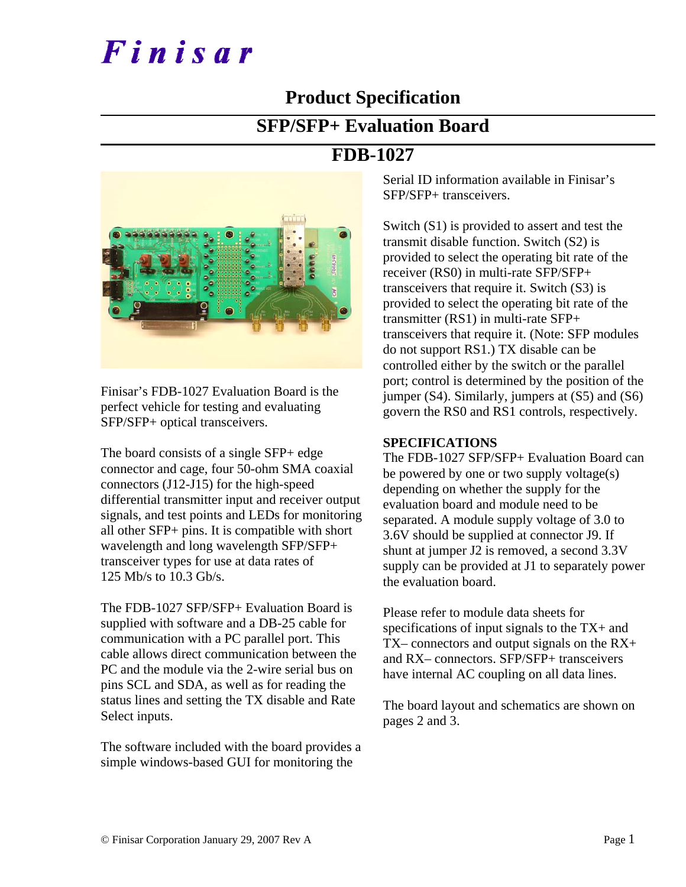# Finisar

## Product Specification

## SFP/SFP+ Evaluation Board

## FDB-1027

Finisar's FDB-1027 Evaluation Board is the perfect vehicle for testing and evaluating SFP/SFP+ optical transceivers.

The board consists of a single SFP+ edge connector and cage, four 50-ohm SMA coaxial connectors (J12-J15) for the high-speed differential transmitter input and receiver output signals, and test points and LEDs for monitoring all other SFP+ pins. It is compatible with short wavelength and long wavelength SFP/SFP+ transceiver types for use at data rates of 125 Mb/s to 10.3 Gb/s.

The FDB-1027 SFP/SFP+ Evaluation Board is supplied with software and a DB-25 cable for communication with a PC parallel port. This cable allows direct communication between the PC and the module via the 2-wire serial bus on pins SCL and SDA, as well as for reading the status lines and setting the TX disable and Rate Select inputs.

The software included with the board provides a simple windows-based GUI for monitoring the Serial ID information available in Finisar's SFP/SFP+ transceivers.

Switch (S1) is provided to assert and test the transmit disable function. Switch (S2) is provided to select the operating bit rate of the receiver (RS0) in multi-rate SFP/SFP+ transceivers that require it. Switch (S3) is provided to select the operating bit rate of the transmitter (RS1) in multi-rate SFP+ transceivers that require it. (Note: SFP modules do not support RS1.) TX disable can be controlled either by the switch or the parallel port; control is determined by the position of the jumper (S4). Similarly, jumpers at (S5) and (S6) govern the RS0 and RS1 controls, respectively.

**SPECIFICATIONS**

The FDB-1027 SFP/SFP+ Evaluation Board can be powered by one or two supply voltage(s) depending on whether the supply for the evaluation board and module need to be separated. A module supply voltage of 3.0 to 3.6V should be supplied at connector J9. If shunt at jumper J2 is removed, a second 3.3V supply can be provided at J1 to separately power the evaluation board.

Please refer to module data sheets for specifications of input signals to the TX+ and TX– connectors and output signals on the RX+ and RX– connectors. SFP/SFP+ transceivers have internal AC coupling on all data lines.

The board layout and schematics are shown on pages 2 and 3.

© Finisar Corporation January 29, 2007 Rev A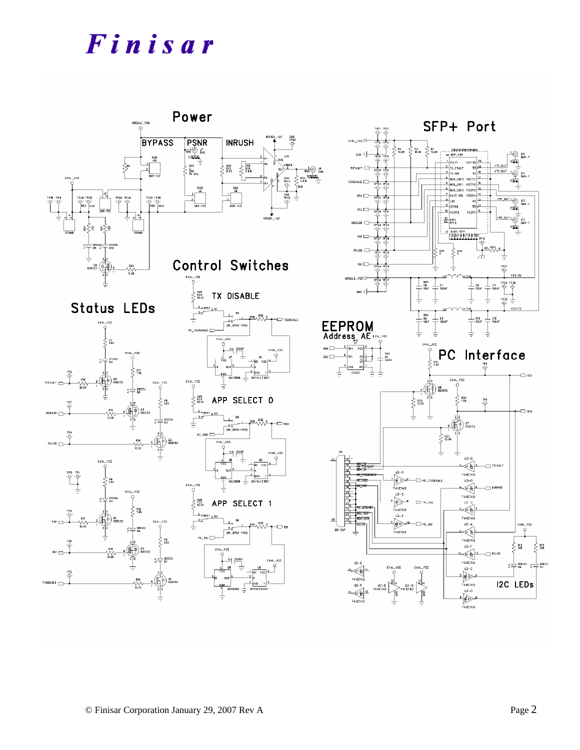Finisar

Power

Control Switches

Status LEDs

SFP+ Port

EEPROM
Address AE

PC Interface

I2C LEDs

TX DISABLE

APP SELECT 0

APP SELECT 1

© Finisar Corporation January 29, 2007 Rev A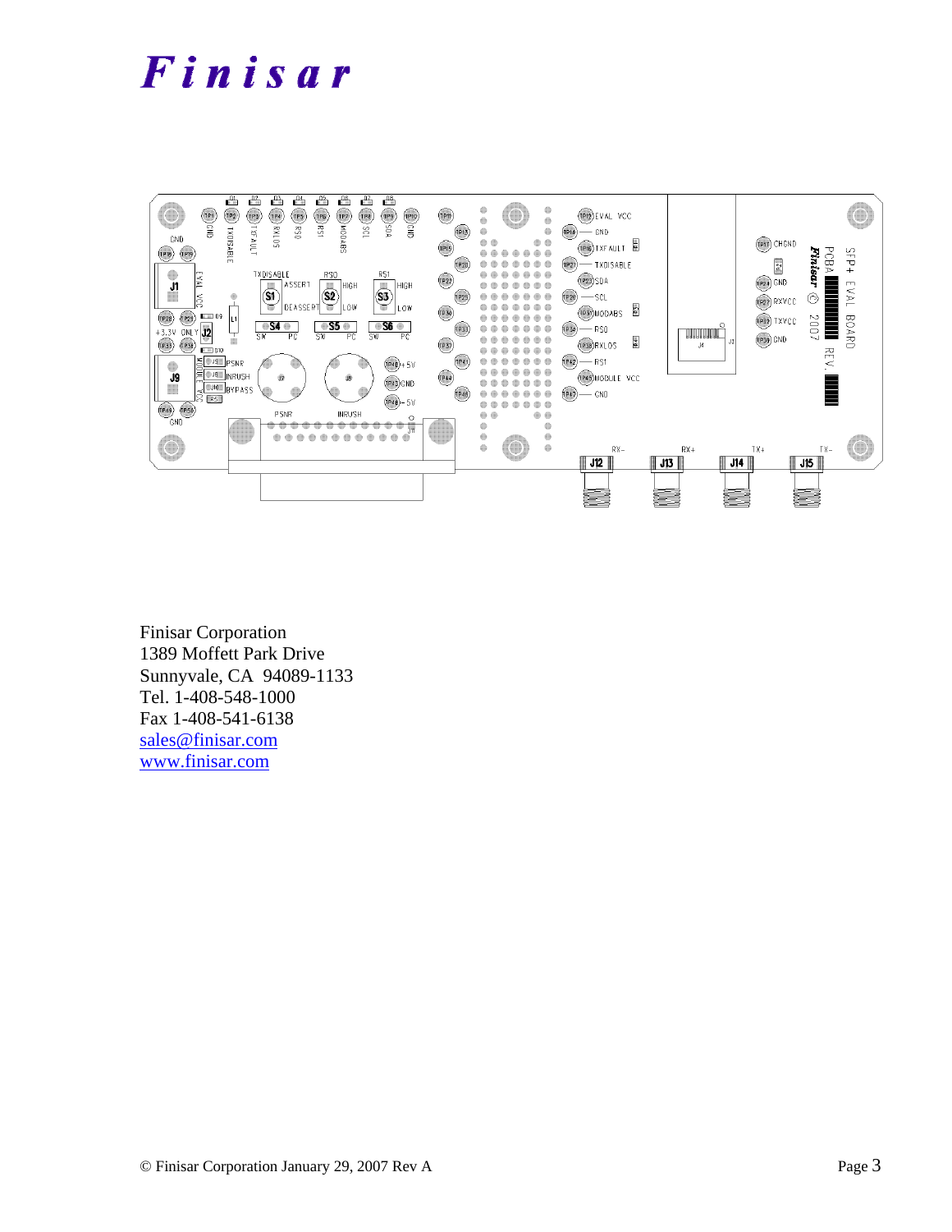# Finisar

Finisar Corporation
1389 Moffett Park Drive
Sunnyvale, CA 94089-1133
Tel. 1-408-548-1000
Fax 1-408-541-6138
sales@finisar.com
www.finisar.com

© Finisar Corporation January 29, 2007 Rev A